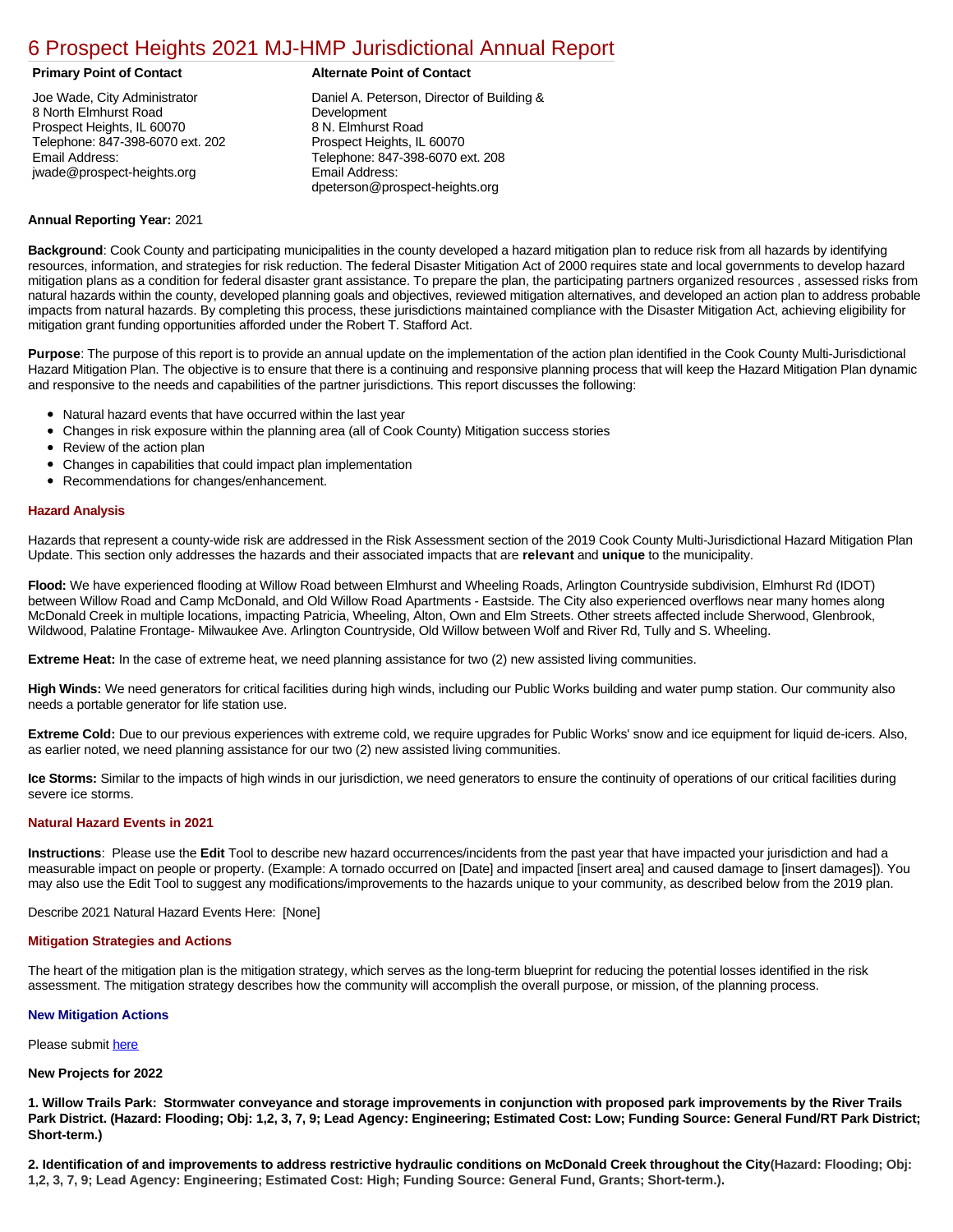# 6 Prospect Heights 2021 MJ-HMP Jurisdictional Annual Report

**Primary Point of Contact**

Joe Wade, City Administrator
8 North Elmhurst Road
Prospect Heights, IL 60070
Telephone: 847-398-6070 ext. 202
Email Address:
jwade@prospect-heights.org

**Alternate Point of Contact**

Daniel A. Peterson, Director of Building & Development
8 N. Elmhurst Road
Prospect Heights, IL 60070
Telephone: 847-398-6070 ext. 208
Email Address:
dpeterson@prospect-heights.org

**Annual Reporting Year:** 2021

**Background**: Cook County and participating municipalities in the county developed a hazard mitigation plan to reduce risk from all hazards by identifying resources, information, and strategies for risk reduction. The federal Disaster Mitigation Act of 2000 requires state and local governments to develop hazard mitigation plans as a condition for federal disaster grant assistance. To prepare the plan, the participating partners organized resources , assessed risks from natural hazards within the county, developed planning goals and objectives, reviewed mitigation alternatives, and developed an action plan to address probable impacts from natural hazards. By completing this process, these jurisdictions maintained compliance with the Disaster Mitigation Act, achieving eligibility for mitigation grant funding opportunities afforded under the Robert T. Stafford Act.

**Purpose**: The purpose of this report is to provide an annual update on the implementation of the action plan identified in the Cook County Multi-Jurisdictional Hazard Mitigation Plan. The objective is to ensure that there is a continuing and responsive planning process that will keep the Hazard Mitigation Plan dynamic and responsive to the needs and capabilities of the partner jurisdictions. This report discusses the following:

- Natural hazard events that have occurred within the last year
- Changes in risk exposure within the planning area (all of Cook County) Mitigation success stories
- Review of the action plan
- Changes in capabilities that could impact plan implementation
- Recommendations for changes/enhancement.

### Hazard Analysis

Hazards that represent a county-wide risk are addressed in the Risk Assessment section of the 2019 Cook County Multi-Jurisdictional Hazard Mitigation Plan Update. This section only addresses the hazards and their associated impacts that are **relevant** and **unique** to the municipality.

**Flood:** We have experienced flooding at Willow Road between Elmhurst and Wheeling Roads, Arlington Countryside subdivision, Elmhurst Rd (IDOT) between Willow Road and Camp McDonald, and Old Willow Road Apartments - Eastside. The City also experienced overflows near many homes along McDonald Creek in multiple locations, impacting Patricia, Wheeling, Alton, Own and Elm Streets. Other streets affected include Sherwood, Glenbrook, Wildwood, Palatine Frontage- Milwaukee Ave. Arlington Countryside, Old Willow between Wolf and River Rd, Tully and S. Wheeling.

**Extreme Heat:** In the case of extreme heat, we need planning assistance for two (2) new assisted living communities.

**High Winds:** We need generators for critical facilities during high winds, including our Public Works building and water pump station. Our community also needs a portable generator for life station use.

**Extreme Cold:** Due to our previous experiences with extreme cold, we require upgrades for Public Works' snow and ice equipment for liquid de-icers. Also, as earlier noted, we need planning assistance for our two (2) new assisted living communities.

**Ice Storms:** Similar to the impacts of high winds in our jurisdiction, we need generators to ensure the continuity of operations of our critical facilities during severe ice storms.

### Natural Hazard Events in 2021

**Instructions**: Please use the **Edit** Tool to describe new hazard occurrences/incidents from the past year that have impacted your jurisdiction and had a measurable impact on people or property. (Example: A tornado occurred on [Date] and impacted [insert area] and caused damage to [insert damages]). You may also use the Edit Tool to suggest any modifications/improvements to the hazards unique to your community, as described below from the 2019 plan.

Describe 2021 Natural Hazard Events Here: [None]

### Mitigation Strategies and Actions

The heart of the mitigation plan is the mitigation strategy, which serves as the long-term blueprint for reducing the potential losses identified in the risk assessment. The mitigation strategy describes how the community will accomplish the overall purpose, or mission, of the planning process.

### New Mitigation Actions

Please submit here

**New Projects for 2022**

**1. Willow Trails Park: Stormwater conveyance and storage improvements in conjunction with proposed park improvements by the River Trails Park District. (Hazard: Flooding; Obj: 1,2, 3, 7, 9; Lead Agency: Engineering; Estimated Cost: Low; Funding Source: General Fund/RT Park District; Short-term.)**

**2. Identification of and improvements to address restrictive hydraulic conditions on McDonald Creek throughout the City(Hazard: Flooding; Obj: 1,2, 3, 7, 9; Lead Agency: Engineering; Estimated Cost: High; Funding Source: General Fund, Grants; Short-term.).**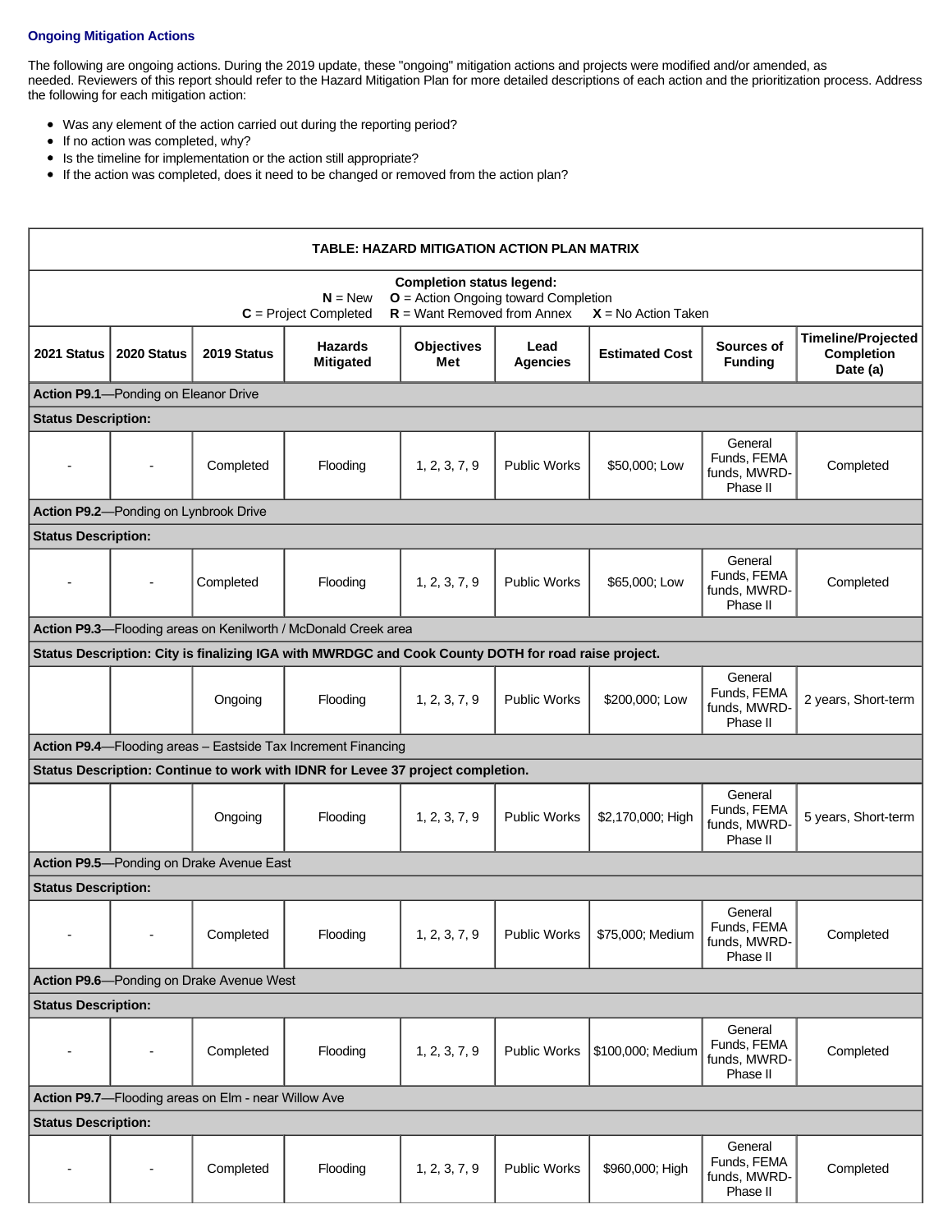### Ongoing Mitigation Actions

The following are ongoing actions. During the 2019 update, these "ongoing" mitigation actions and projects were modified and/or amended, as needed. Reviewers of this report should refer to the Hazard Mitigation Plan for more detailed descriptions of each action and the prioritization process. Address the following for each mitigation action:

- Was any element of the action carried out during the reporting period?
- If no action was completed, why?
- Is the timeline for implementation or the action still appropriate?
- If the action was completed, does it need to be changed or removed from the action plan?

| TABLE: HAZARD MITIGATION ACTION PLAN MATRIX | | | | | | | | |
|---|---|---|---|---|---|---|---|---|
| **Completion status legend:** **N** = New **O** = Action Ongoing toward Completion **C** = Project Completed **R** = Want Removed from Annex **X** = No Action Taken | | | | | | | | |
| **2021 Status** | **2020 Status** | **2019 Status** | **Hazards Mitigated** | **Objectives Met** | **Lead Agencies** | **Estimated Cost** | **Sources of Funding** | **Timeline/Projected Completion Date (a)** |
| **Action P9.1**—Ponding on Eleanor Drive | | | | | | | | |
| **Status Description:** | | | | | | | | |
| - | - | Completed | Flooding | 1, 2, 3, 7, 9 | Public Works | $50,000; Low | General Funds, FEMA funds, MWRD-Phase II | Completed |
| **Action P9.2**—Ponding on Lynbrook Drive | | | | | | | | |
| **Status Description:** | | | | | | | | |
| - | - | Completed | Flooding | 1, 2, 3, 7, 9 | Public Works | $65,000; Low | General Funds, FEMA funds, MWRD-Phase II | Completed |
| **Action P9.3**—Flooding areas on Kenilworth / McDonald Creek area | | | | | | | | |
| **Status Description: City is finalizing IGA with MWRDGC and Cook County DOTH for road raise project.** | | | | | | | | |
| | | Ongoing | Flooding | 1, 2, 3, 7, 9 | Public Works | $200,000; Low | General Funds, FEMA funds, MWRD-Phase II | 2 years, Short-term |
| **Action P9.4**—Flooding areas – Eastside Tax Increment Financing | | | | | | | | |
| **Status Description: Continue to work with IDNR for Levee 37 project completion.** | | | | | | | | |
| | | Ongoing | Flooding | 1, 2, 3, 7, 9 | Public Works | $2,170,000; High | General Funds, FEMA funds, MWRD-Phase II | 5 years, Short-term |
| **Action P9.5**—Ponding on Drake Avenue East | | | | | | | | |
| **Status Description:** | | | | | | | | |
| - | - | Completed | Flooding | 1, 2, 3, 7, 9 | Public Works | $75,000; Medium | General Funds, FEMA funds, MWRD-Phase II | Completed |
| **Action P9.6**—Ponding on Drake Avenue West | | | | | | | | |
| **Status Description:** | | | | | | | | |
| - | - | Completed | Flooding | 1, 2, 3, 7, 9 | Public Works | $100,000; Medium | General Funds, FEMA funds, MWRD-Phase II | Completed |
| **Action P9.7**—Flooding areas on Elm - near Willow Ave | | | | | | | | |
| **Status Description:** | | | | | | | | |
| - | - | Completed | Flooding | 1, 2, 3, 7, 9 | Public Works | $960,000; High | General Funds, FEMA funds, MWRD-Phase II | Completed |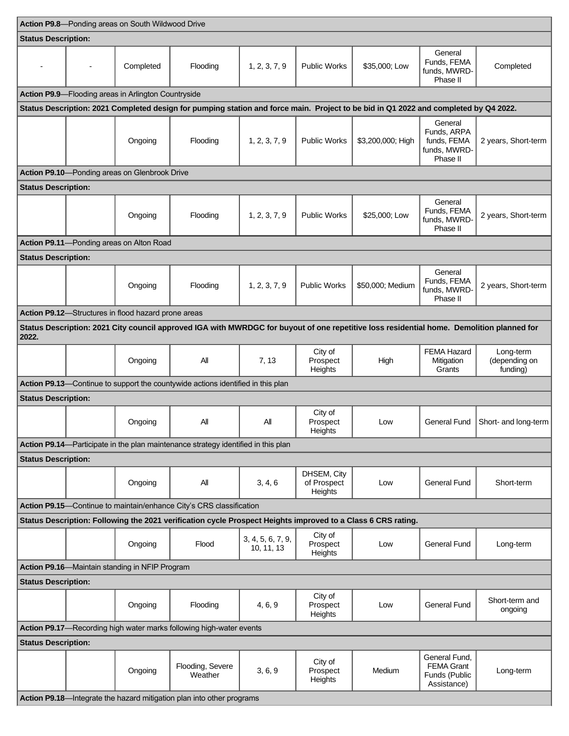| | | | | | | | | |
|---|---|---|---|---|---|---|---|---|
| **Action P9.8**—Ponding areas on South Wildwood Drive | | | | | | | | |
| **Status Description:** | | | | | | | | |
| - | - | Completed | Flooding | 1, 2, 3, 7, 9 | Public Works | $35,000; Low | General Funds, FEMA funds, MWRD-Phase II | Completed |
| **Action P9.9**—Flooding areas in Arlington Countryside | | | | | | | | |
| **Status Description: 2021 Completed design for pumping station and force main. Project to be bid in Q1 2022 and completed by Q4 2022.** | | | | | | | | |
| | | Ongoing | Flooding | 1, 2, 3, 7, 9 | Public Works | $3,200,000; High | General Funds, ARPA funds, FEMA funds, MWRD-Phase II | 2 years, Short-term |
| **Action P9.10**—Ponding areas on Glenbrook Drive | | | | | | | | |
| **Status Description:** | | | | | | | | |
| | | Ongoing | Flooding | 1, 2, 3, 7, 9 | Public Works | $25,000; Low | General Funds, FEMA funds, MWRD-Phase II | 2 years, Short-term |
| **Action P9.11**—Ponding areas on Alton Road | | | | | | | | |
| **Status Description:** | | | | | | | | |
| | | Ongoing | Flooding | 1, 2, 3, 7, 9 | Public Works | $50,000; Medium | General Funds, FEMA funds, MWRD-Phase II | 2 years, Short-term |
| **Action P9.12**—Structures in flood hazard prone areas | | | | | | | | |
| **Status Description: 2021 City council approved IGA with MWRDGC for buyout of one repetitive loss residential home. Demolition planned for 2022.** | | | | | | | | |
| | | Ongoing | All | 7, 13 | City of Prospect Heights | High | FEMA Hazard Mitigation Grants | Long-term (depending on funding) |
| **Action P9.13**—Continue to support the countywide actions identified in this plan | | | | | | | | |
| **Status Description:** | | | | | | | | |
| | | Ongoing | All | All | City of Prospect Heights | Low | General Fund | Short- and long-term |
| **Action P9.14**—Participate in the plan maintenance strategy identified in this plan | | | | | | | | |
| **Status Description:** | | | | | | | | |
| | | Ongoing | All | 3, 4, 6 | DHSEM, City of Prospect Heights | Low | General Fund | Short-term |
| **Action P9.15**—Continue to maintain/enhance City's CRS classification | | | | | | | | |
| **Status Description: Following the 2021 verification cycle Prospect Heights improved to a Class 6 CRS rating.** | | | | | | | | |
| | | Ongoing | Flood | 3, 4, 5, 6, 7, 9, 10, 11, 13 | City of Prospect Heights | Low | General Fund | Long-term |
| **Action P9.16**—Maintain standing in NFIP Program | | | | | | | | |
| **Status Description:** | | | | | | | | |
| | | Ongoing | Flooding | 4, 6, 9 | City of Prospect Heights | Low | General Fund | Short-term and ongoing |
| **Action P9.17**—Recording high water marks following high-water events | | | | | | | | |
| **Status Description:** | | | | | | | | |
| | | Ongoing | Flooding, Severe Weather | 3, 6, 9 | City of Prospect Heights | Medium | General Fund, FEMA Grant Funds (Public Assistance) | Long-term |
| **Action P9.18**—Integrate the hazard mitigation plan into other programs | | | | | | | | |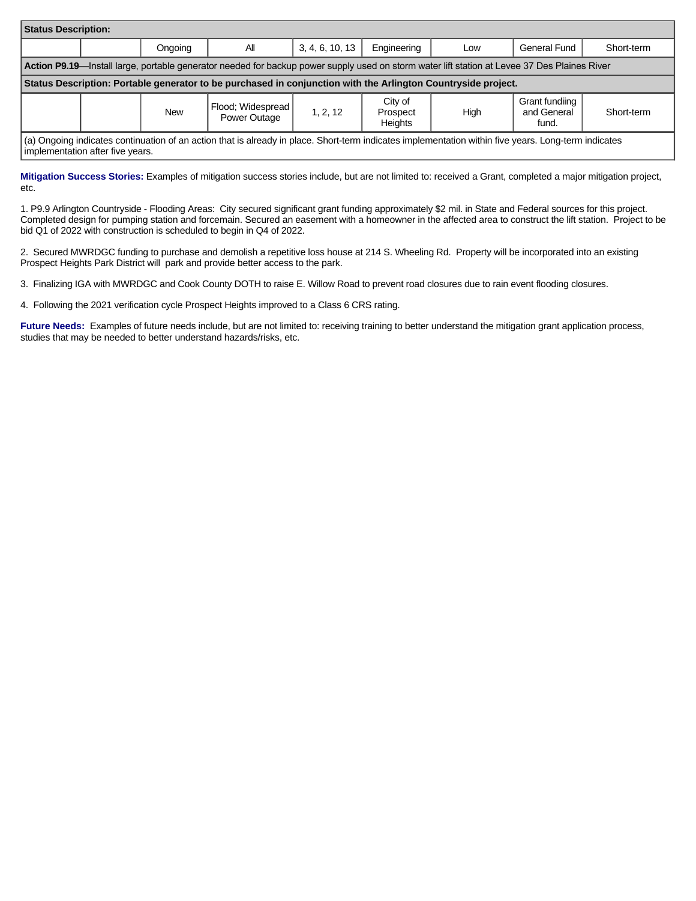| | | | | | | | | |
|---|---|---|---|---|---|---|---|---|
| **Status Description:** | | | | | | | | |
| | | Ongoing | All | 3, 4, 6, 10, 13 | Engineering | Low | General Fund | Short-term |
| **Action P9.19**—Install large, portable generator needed for backup power supply used on storm water lift station at Levee 37 Des Plaines River | | | | | | | | |
| **Status Description: Portable generator to be purchased in conjunction with the Arlington Countryside project.** | | | | | | | | |
| | | New | Flood; Widespread Power Outage | 1, 2, 12 | City of Prospect Heights | High | Grant fundiing and General fund. | Short-term |
| (a) Ongoing indicates continuation of an action that is already in place. Short-term indicates implementation within five years. Long-term indicates implementation after five years. | | | | | | | | |

**Mitigation Success Stories:** Examples of mitigation success stories include, but are not limited to: received a Grant, completed a major mitigation project, etc.

1. P9.9 Arlington Countryside - Flooding Areas: City secured significant grant funding approximately $2 mil. in State and Federal sources for this project. Completed design for pumping station and forcemain. Secured an easement with a homeowner in the affected area to construct the lift station. Project to be bid Q1 of 2022 with construction is scheduled to begin in Q4 of 2022.

2. Secured MWRDGC funding to purchase and demolish a repetitive loss house at 214 S. Wheeling Rd. Property will be incorporated into an existing Prospect Heights Park District will park and provide better access to the park.

3. Finalizing IGA with MWRDGC and Cook County DOTH to raise E. Willow Road to prevent road closures due to rain event flooding closures.

4. Following the 2021 verification cycle Prospect Heights improved to a Class 6 CRS rating.

**Future Needs:** Examples of future needs include, but are not limited to: receiving training to better understand the mitigation grant application process, studies that may be needed to better understand hazards/risks, etc.